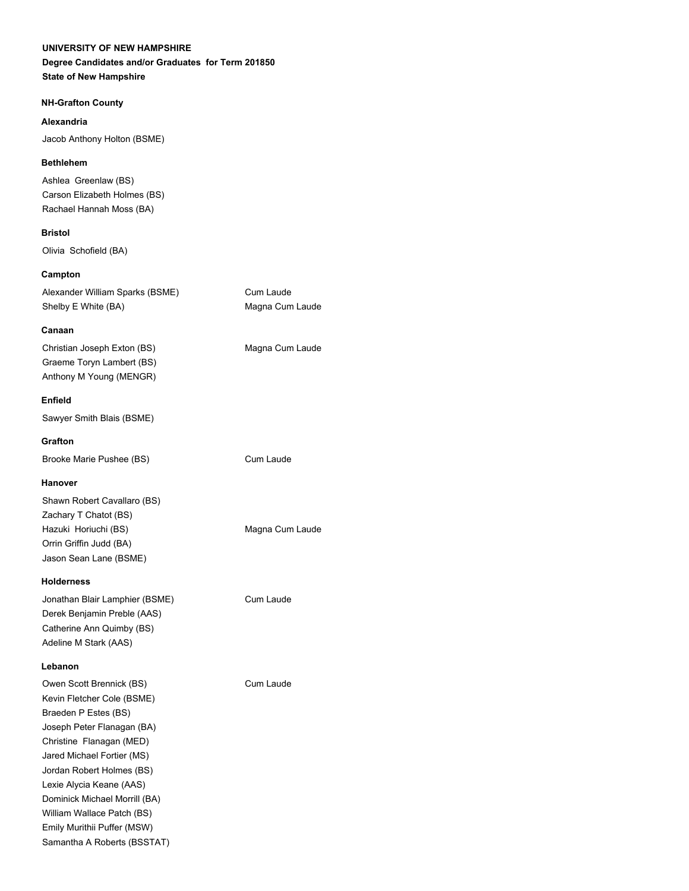**UNIVERSITY OF NEW HAMPSHIRE**

**Degree Candidates and/or Graduates for Term 201850**

**State of New Hampshire**

**NH-Grafton County**

**Alexandria**

Jacob Anthony Holton (BSME)

**Bethlehem**

Ashlea Greenlaw (BS)
Carson Elizabeth Holmes (BS)
Rachael Hannah Moss (BA)

**Bristol**

Olivia Schofield (BA)

**Campton**

| | |
|---|---|
| Alexander William Sparks (BSME) | Cum Laude |
| Shelby E White (BA) | Magna Cum Laude |

**Canaan**

| | |
|---|---|
| Christian Joseph Exton (BS) | Magna Cum Laude |
| Graeme Toryn Lambert (BS) | |
| Anthony M Young (MENGR) | |

**Enfield**

Sawyer Smith Blais (BSME)

**Grafton**

| | |
|---|---|
| Brooke Marie Pushee (BS) | Cum Laude |

**Hanover**

| | |
|---|---|
| Shawn Robert Cavallaro (BS) | |
| Zachary T Chatot (BS) | |
| Hazuki Horiuchi (BS) | Magna Cum Laude |
| Orrin Griffin Judd (BA) | |
| Jason Sean Lane (BSME) | |

**Holderness**

| | |
|---|---|
| Jonathan Blair Lamphier (BSME) | Cum Laude |
| Derek Benjamin Preble (AAS) | |
| Catherine Ann Quimby (BS) | |
| Adeline M Stark (AAS) | |

**Lebanon**

| | |
|---|---|
| Owen Scott Brennick (BS) | Cum Laude |
| Kevin Fletcher Cole (BSME) | |
| Braeden P Estes (BS) | |
| Joseph Peter Flanagan (BA) | |
| Christine Flanagan (MED) | |
| Jared Michael Fortier (MS) | |
| Jordan Robert Holmes (BS) | |
| Lexie Alycia Keane (AAS) | |
| Dominick Michael Morrill (BA) | |
| William Wallace Patch (BS) | |
| Emily Murithii Puffer (MSW) | |
| Samantha A Roberts (BSSTAT) | |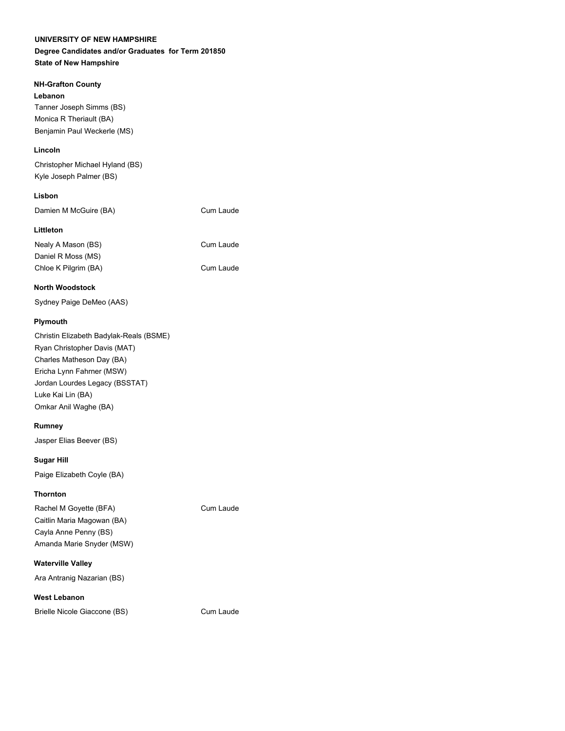**UNIVERSITY OF NEW HAMPSHIRE**

**Degree Candidates and/or Graduates for Term 201850**

**State of New Hampshire**

**NH-Grafton County**

**Lebanon**

Tanner Joseph Simms (BS)
Monica R Theriault (BA)
Benjamin Paul Weckerle (MS)

**Lincoln**

Christopher Michael Hyland (BS)
Kyle Joseph Palmer (BS)

**Lisbon**

Damien M McGuire (BA) Cum Laude

**Littleton**

Nealy A Mason (BS) Cum Laude
Daniel R Moss (MS)
Chloe K Pilgrim (BA) Cum Laude

**North Woodstock**

Sydney Paige DeMeo (AAS)

**Plymouth**

Christin Elizabeth Badylak-Reals (BSME)
Ryan Christopher Davis (MAT)
Charles Matheson Day (BA)
Ericha Lynn Fahrner (MSW)
Jordan Lourdes Legacy (BSSTAT)
Luke Kai Lin (BA)
Omkar Anil Waghe (BA)

**Rumney**

Jasper Elias Beever (BS)

**Sugar Hill**

Paige Elizabeth Coyle (BA)

**Thornton**

Rachel M Goyette (BFA) Cum Laude
Caitlin Maria Magowan (BA)
Cayla Anne Penny (BS)
Amanda Marie Snyder (MSW)

**Waterville Valley**

Ara Antranig Nazarian (BS)

**West Lebanon**

Brielle Nicole Giaccone (BS) Cum Laude